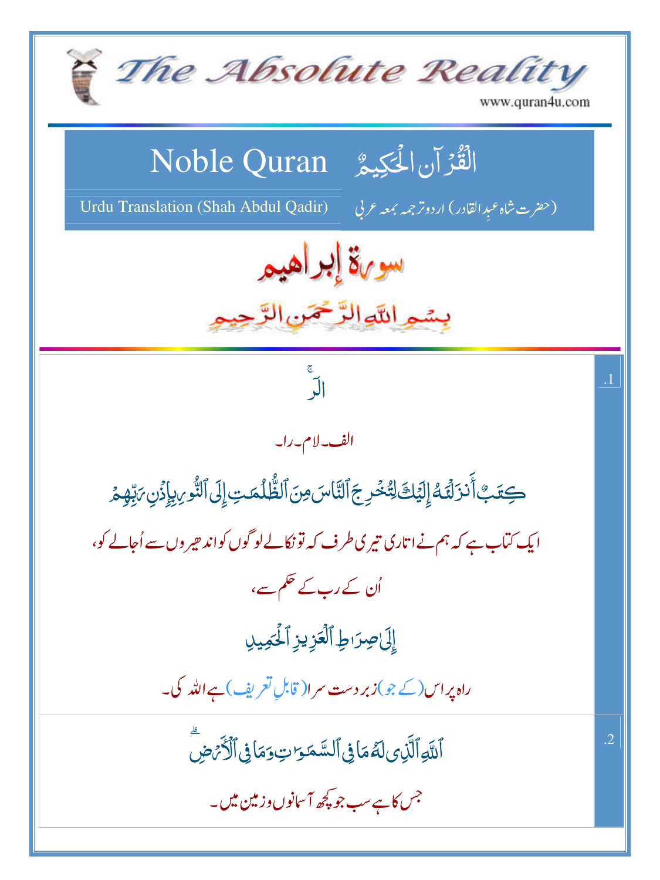# The Absolute Reality

www.quran4u.com

## Noble Quran — الْقُرْآنُ الْحَكِيمُ

Urdu Translation (Shah Abdul Qadir) — (حضرت شاہ عبدالقادر) اردو ترجمہ بمعہ عربی

## سورة إبراهيم

بِسۡمِ اللّٰہِ الرَّحۡمٰنِ الرَّحِیۡمِ

.1

الٓرٰ ۚ

الف۔لام۔را۔

کِتٰبٌ اَنۡزَلۡنٰہُ اِلَیۡکَ لِتُخۡرِجَ النَّاسَ مِنَ الظُّلُمٰتِ اِلَی النُّوۡرِ ۬ۙ بِاِذۡنِ رَبِّہِمۡ

ایک کتاب ہے کہ ہم نے اتاری تیری طرف کہ تو نکالے لوگوں کو اندھیروں سے اُجالے کو،

اُن کے رب کے حکم سے،

اِلٰی صِرَاطِ الۡعَزِیۡزِ الۡحَمِیۡدِ

راہ پر اس (کے جو) زبردست سراہا (قابلِ تعریف) ہے اللہ کی۔

.2

اللّٰہِ الَّذِیۡ لَہٗ مَا فِی السَّمٰوٰتِ وَ مَا فِی الۡاَرۡضِ ؕ

جس کا ہے سب جو کچھ آسمانوں و زمین میں۔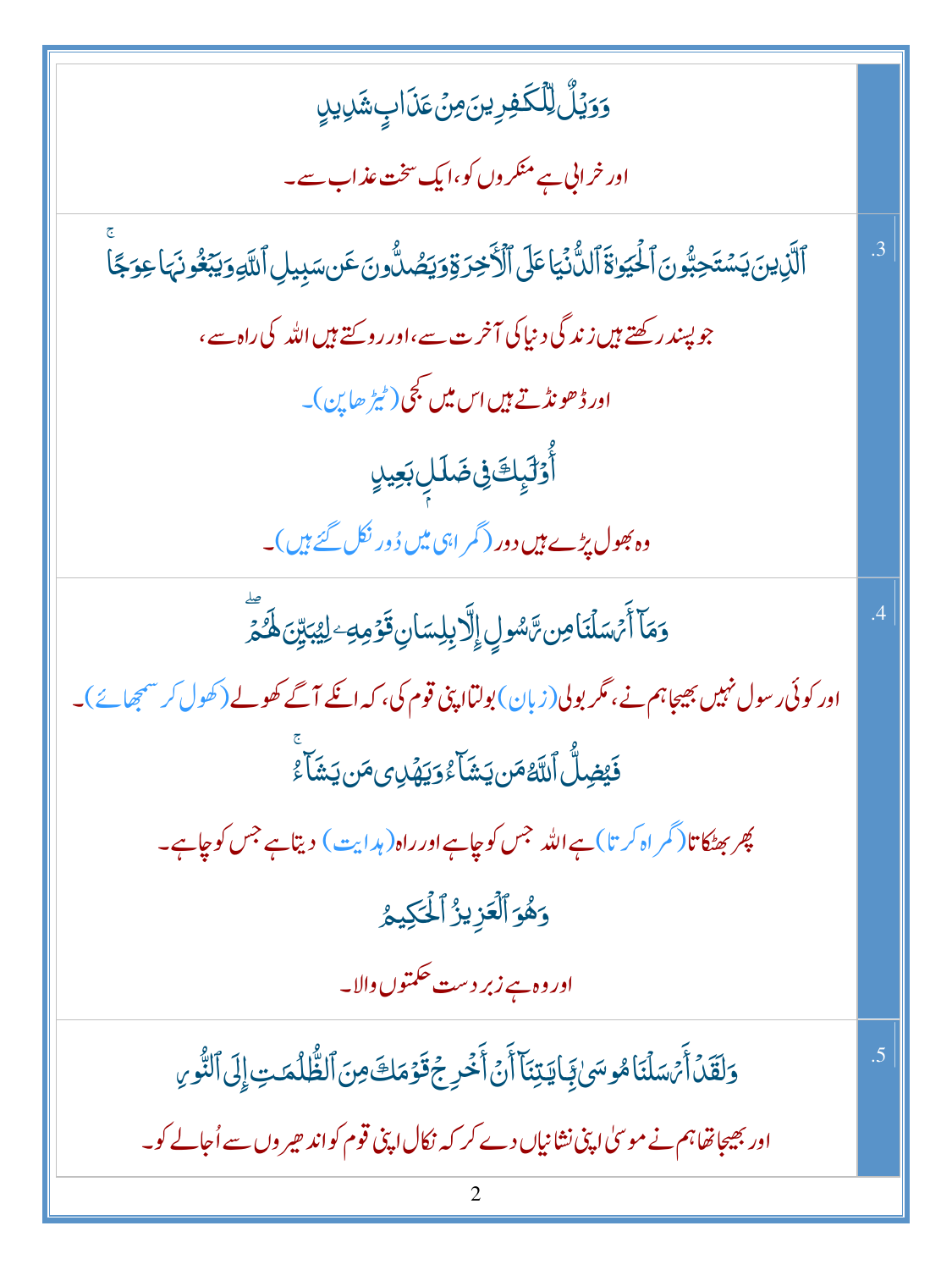| | |
|---|---|
| وَوَيْلٌ لِّلْكَٰفِرِينَ مِنْ عَذَابٍ شَدِيدٍ<br><br>اور خرابی ہے منکروں کو، ایک سخت عذاب سے۔ | |
| ٱلَّذِينَ يَسْتَحِبُّونَ ٱلْحَيَوٰةَ ٱلدُّنْيَا عَلَى ٱلْءَاخِرَةِ وَيَصُدُّونَ عَن سَبِيلِ ٱللَّهِ وَيَبْغُونَهَا عِوَجًا<br><br>جو پسند رکھتے ہیں زندگی دنیا کی آخرت سے، اور روکتے ہیں اللہ کی راہ سے،<br><br>اور ڈھونڈتے ہیں اس میں کجی (ٹیڑھاپن)۔<br><br>أُو۟لَٰٓئِكَ فِى ضَلَٰلٍۭ بَعِيدٍ<br><br>وہ بھول پڑے ہیں دور (گمراہی میں دُور نکل گئے ہیں)۔ | .3 |
| وَمَآ أَرْسَلْنَا مِن رَّسُولٍ إِلَّا بِلِسَانِ قَوْمِهِۦ لِيُبَيِّنَ لَهُمْ<br><br>اور کوئی رسول نہیں بھیجا ہم نے، مگر بولی (زبان) بولتا اپنی قوم کی، کہ انکے آگے کھولے (کھول کر سمجھائے)۔<br><br>فَيُضِلُّ ٱللَّهُ مَن يَشَآءُ وَيَهْدِى مَن يَشَآءُ<br><br>پھر بھٹکاتا (گمراہ کرتا) ہے اللہ جس کو چاہے اور راہ (ہدایت) دیتا ہے جس کو چاہے۔<br><br>وَهُوَ ٱلْعَزِيزُ ٱلْحَكِيمُ<br><br>اور وہ ہے زبردست حکمتوں والا۔ | .4 |
| وَلَقَدْ أَرْسَلْنَا مُوسَىٰ بِـَٔايَٰتِنَآ أَنْ أَخْرِجْ قَوْمَكَ مِنَ ٱلظُّلُمَٰتِ إِلَى ٱلنُّورِ<br><br>اور بھیجا تھا ہم نے موسیٰ اپنی نشانیاں دے کر کہ نکال اپنی قوم کو اندھیروں سے اُجالے کو۔ | .5 |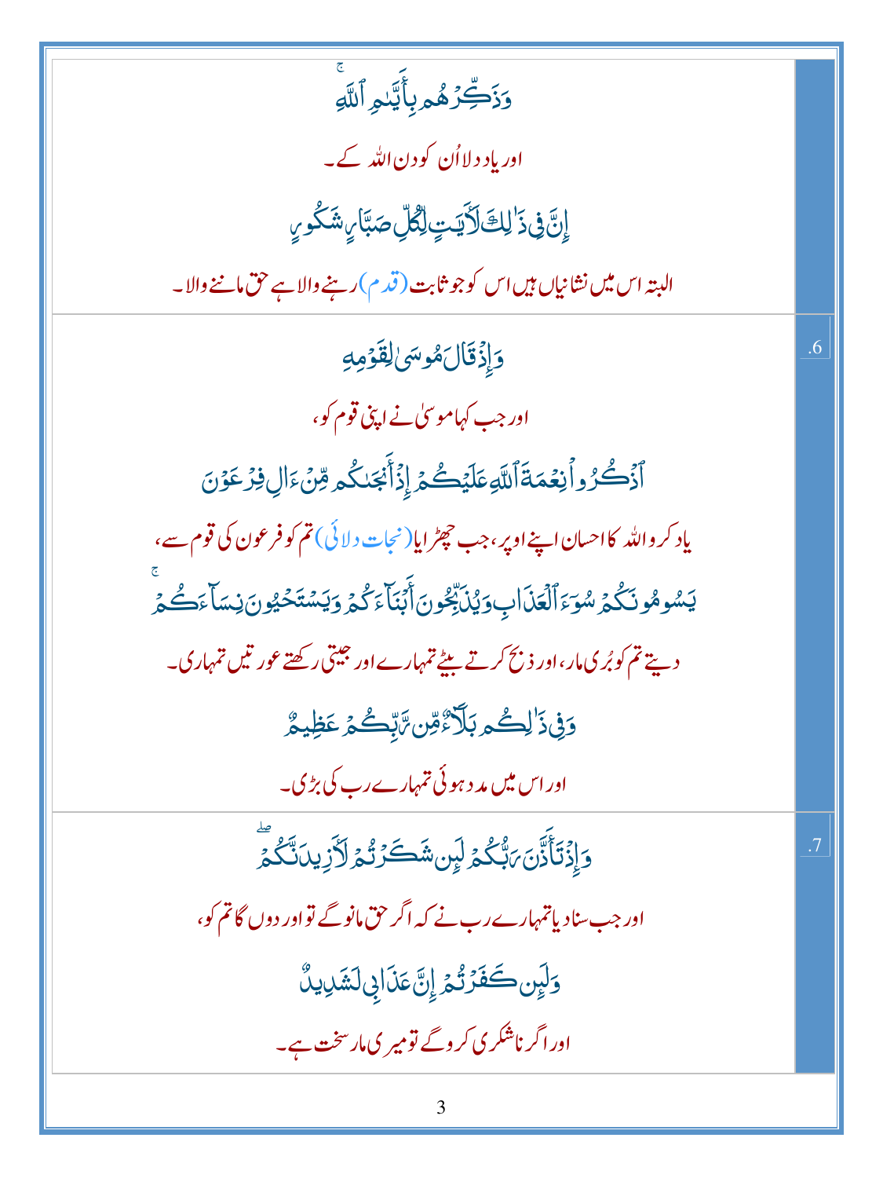| | |
|---|---|
| وَذَكِّرْهُم بِأَيَّامِ ٱللَّهِ ۚ<br>اور یاد دلا اُن کو دن اللہ کے۔<br>إِنَّ فِى ذَٰلِكَ لَءَايَٰتٍ لِّكُلِّ صَبَّارٍ شَكُورٍ<br>البتہ اس میں نشانیاں ہیں اس کو جو ثابت (قدم) رہنے والا ہے حق ماننے والا۔ | |
| وَإِذْ قَالَ مُوسَىٰ لِقَوْمِهِ<br>اور جب کہا موسیٰ نے اپنی قوم کو،<br>ٱذْكُرُوا۟ نِعْمَةَ ٱللَّهِ عَلَيْكُمْ إِذْ أَنجَىٰكُم مِّنْ ءَالِ فِرْعَوْنَ<br>یاد کرو اللہ کا احسان اپنے اوپر، جب چھڑایا (نجات دلائی) تم کو فرعون کی قوم سے،<br>يَسُومُونَكُمْ سُوٓءَ ٱلْعَذَابِ وَيُذَبِّحُونَ أَبْنَآءَكُمْ وَيَسْتَحْيُونَ نِسَآءَكُمْ ۚ<br>دیتے تم کو بُری مار، اور ذبح کرتے بیٹے تمہارے اور جیتی رکھتے عورتیں تمہاری۔<br>وَفِى ذَٰلِكُم بَلَآءٌ مِّن رَّبِّكُمْ عَظِيمٌ<br>اور اس میں مدد ہوئی تمہارے رب کی بڑی۔ | .6 |
| وَإِذْ تَأَذَّنَ رَبُّكُمْ لَئِن شَكَرْتُمْ لَأَزِيدَنَّكُمْ ۖ<br>اور جب سنا دیا تمہارے رب نے کہ اگر حق مانو گے تو اور دوں گا تم کو،<br>وَلَئِن كَفَرْتُمْ إِنَّ عَذَابِى لَشَدِيدٌ<br>اور اگر ناشکری کرو گے تو میری مار سخت ہے۔ | .7 |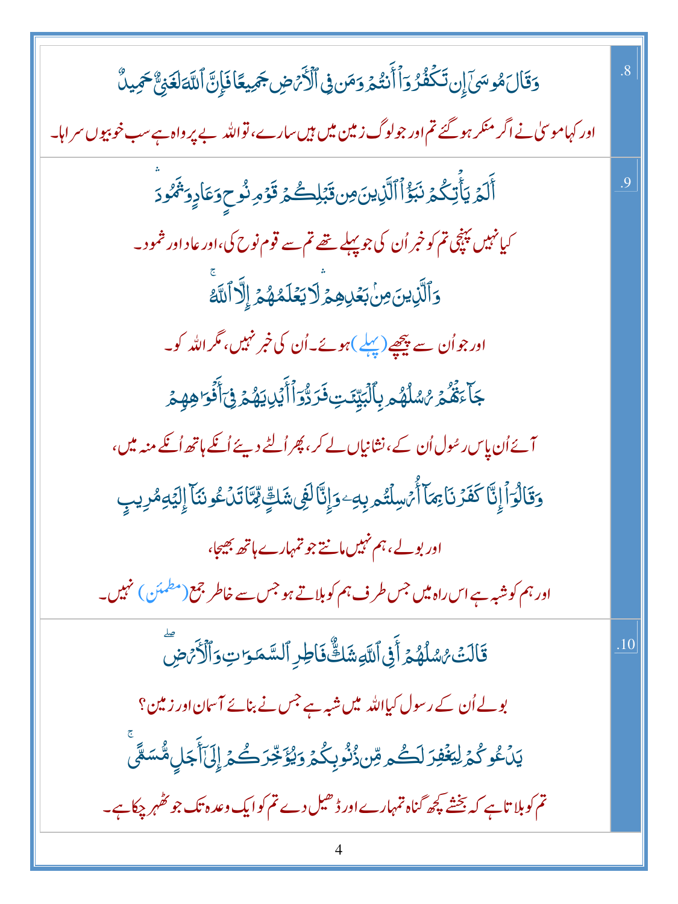| | |
|---|---|
| وَقَالَ مُوسَىٰٓ إِن تَكۡفُرُوٓاْ أَنتُمۡ وَمَن فِي ٱلۡأَرۡضِ جَمِيعٗا فَإِنَّ ٱللَّهَ لَغَنِيٌّ حَمِيدٌ<br>اور کہا موسیٰ نے اگر منکر ہو گئے تم اور جو لوگ زمین میں ہیں سارے، تو اللہ بے پرواہ ہے سب خوبیوں سراہا۔ | .8 |
| أَلَمۡ يَأۡتِكُمۡ نَبَؤُاْ ٱلَّذِينَ مِن قَبۡلِكُمۡ قَوۡمِ نُوحٖ وَعَادٖ وَثَمُودَ<br>کیا نہیں پہنچی تم کو خبر اُن کی جو پہلے تھے تم سے قوم نوح کی، اور عاد اور ثمود۔<br>وَٱلَّذِينَ مِنۢ بَعۡدِهِمۡ لَا يَعۡلَمُهُمۡ إِلَّا ٱللَّهُۚ<br>اور جو اُن سے پیچھے (پہلے) ہوئے۔ اُن کی خبر نہیں، مگر اللہ کو۔<br>جَآءَتۡهُمۡ رُسُلُهُم بِٱلۡبَيِّنَٰتِ فَرَدُّوٓاْ أَيۡدِيَهُمۡ فِيٓ أَفۡوَٰهِهِمۡ<br>آئے اُن پاس رسُول اُن کے، نشانیاں لے کر، پھر اُلٹے دیئے اُنکے ہاتھ اُنکے منہ میں،<br>وَقَالُوٓاْ إِنَّا كَفَرۡنَا بِمَآ أُرۡسِلۡتُم بِهِۦ وَإِنَّا لَفِي شَكّٖ مِّمَّا تَدۡعُونَنَآ إِلَيۡهِ مُرِيبٖ<br>اور بولے، ہم نہیں مانتے جو تمہارے ہاتھ بھیجا،<br>اور ہم کو شبہ ہے اس راہ میں جس طرف ہم کو بلاتے ہو جس سے خاطر جمع (مطمئن) نہیں۔ | .9 |
| قَالَتۡ رُسُلُهُمۡ أَفِي ٱللَّهِ شَكّٞ فَاطِرِ ٱلسَّمَٰوَٰتِ وَٱلۡأَرۡضِۖ<br>بولے اُن کے رسول کیا اللہ میں شبہ ہے جس نے بنائے آسمان اور زمین؟<br>يَدۡعُوكُمۡ لِيَغۡفِرَ لَكُم مِّن ذُنُوبِكُمۡ وَيُؤَخِّرَكُمۡ إِلَىٰٓ أَجَلٖ مُّسَمّٗىۚ<br>تم کو بلاتا ہے کہ بخشے کچھ گناہ تمہارے اور ڈھیل دے تم کو ایک وعدہ تک جو ٹھہر چکا ہے۔ | .10 |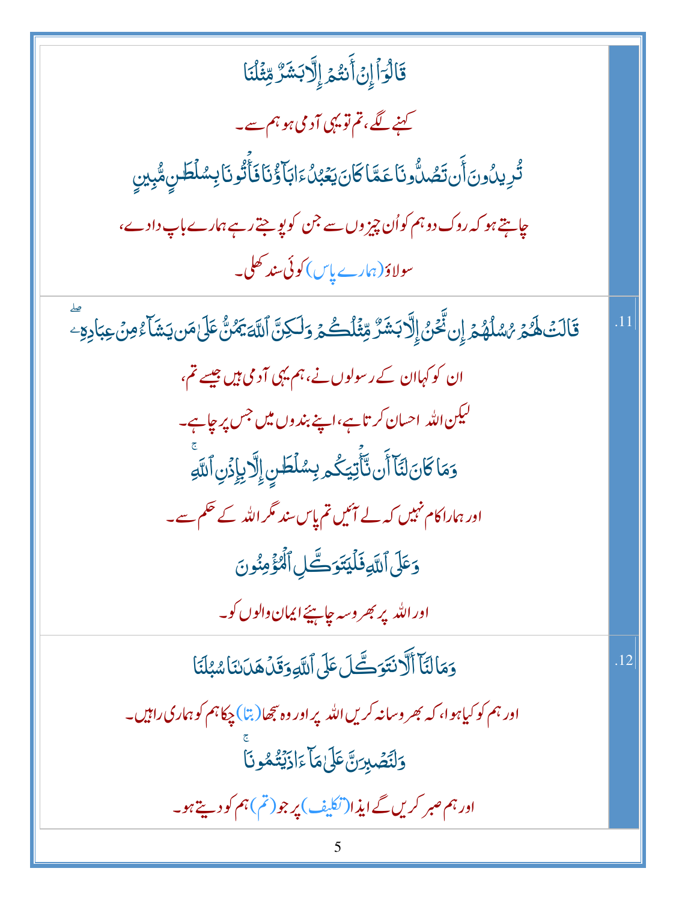قَالُوٓا۟ إِنْ أَنتُمْ إِلَّا بَشَرٌ مِّثْلُنَا

کہنے لگے، تم تو یہی آدمی ہو ہم سے۔

تُرِيدُونَ أَن تَصُدُّونَا عَمَّا كَانَ يَعْبُدُ ءَابَآؤُنَا فَأْتُونَا بِسُلْطَـٰنٍ مُّبِينٍ

چاہتے ہو کہ روک دو ہم کو اُن چیزوں سے جن کو پوجتے رہے ہمارے باپ دادے،

سولاؤ (ہمارے پاس) کوئی سند کھلی۔

.11

قَالَتْ لَهُمْ رُسُلُهُمْ إِن نَّحْنُ إِلَّا بَشَرٌ مِّثْلُكُمْ وَلَـٰكِنَّ ٱللَّهَ يَمُنُّ عَلَىٰ مَن يَشَآءُ مِنْ عِبَادِهِۦ ۖ

ان کو کہا ان کے رسولوں نے، ہم یہی آدمی ہیں جیسے تم،

لیکن اللہ احسان کرتا ہے، اپنے بندوں میں جس پر چاہے۔

وَمَا كَانَ لَنَآ أَن نَّأْتِيَكُم بِسُلْطَـٰنٍ إِلَّا بِإِذْنِ ٱللَّهِ ۚ

اور ہمارا کام نہیں کہ لے آئیں تم پاس سند مگر اللہ کے حکم سے۔

وَعَلَى ٱللَّهِ فَلْيَتَوَكَّلِ ٱلْمُؤْمِنُونَ

اور اللہ پر بھروسہ چاہیئے ایمان والوں کو۔

.12

وَمَا لَنَآ أَلَّا نَتَوَكَّلَ عَلَى ٱللَّهِ وَقَدْ هَدَىٰنَا سُبُلَنَا

اور ہم کو کیا ہوا، کہ بھروسا نہ کریں اللہ پر اور وہ سجھا (بتا) چکا ہم کو ہماری راہیں۔

وَلَنَصْبِرَنَّ عَلَىٰ مَآ ءَاذَيْتُمُونَا ۚ

اور ہم صبر کریں گے ایذا (تکلیف) پر جو (تم) ہم کو دیتے ہو۔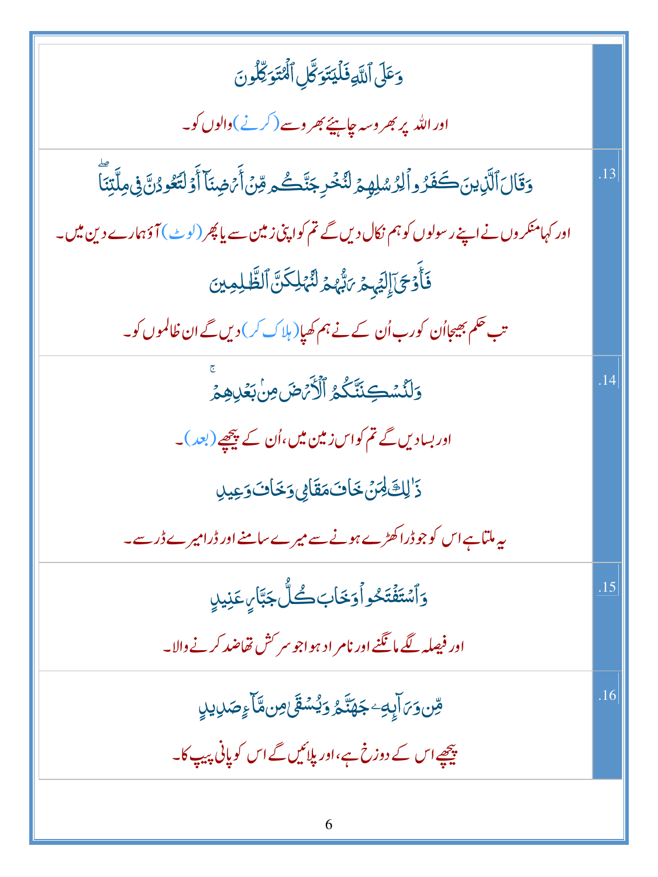| | |
|---|---|
| وَعَلَى ٱللَّهِ فَلۡيَتَوَكَّلِ ٱلۡمُتَوَكِّلُونَ<br><br>اور اللہ پر بھروسہ چاہیئے بھروسے (کرنے) والوں کو۔ | |
| وَقَالَ ٱلَّذِينَ كَفَرُواْ لِرُسُلِهِمۡ لَنُخۡرِجَنَّكُم مِّنۡ أَرۡضِنَآ أَوۡ لَتَعُودُنَّ فِي مِلَّتِنَاۖ<br><br>اور کہا منکروں نے اپنے رسولوں کو ہم نکال دیں گے تم کو اپنی زمین سے یا پھر (لوٹ) آؤ ہمارے دین میں۔<br><br>فَأَوۡحَىٰٓ إِلَيۡهِمۡ رَبُّهُمۡ لَنُهۡلِكَنَّ ٱلظَّٰلِمِينَ<br><br>تب حکم بھیجا اُن کو رب اُن کے نے ہم کھپا (ہلاک کر) دیں گے ان ظالموں کو۔ | .13 |
| وَلَنُسۡكِنَنَّكُمُ ٱلۡأَرۡضَ مِنۢ بَعۡدِهِمۡۚ<br><br>اور بسا دیں گے تم کو اس زمین میں، اُن کے پیچھے (بعد)۔<br><br>ذَٰلِكَ لِمَنۡ خَافَ مَقَامِي وَخَافَ وَعِيدِ<br><br>یہ ملتا ہے اس کو جو ڈرا کھڑے ہونے سے میرے سامنے اور ڈرا میرے ڈر سے۔ | .14 |
| وَٱسۡتَفۡتَحُواْ وَخَابَ كُلُّ جَبَّارٍ عَنِيدٍ<br><br>اور فیصلہ لگے مانگنے اور نامراد ہوا جو سرکش تھا ضد کرنے والا۔ | .15 |
| مِّن وَرَآئِهِۦ جَهَنَّمُ وَيُسۡقَىٰ مِن مَّآءٍ صَدِيدٍ<br><br>پیچھے اس کے دوزخ ہے، اور پلائیں گے اس کو پانی پیپ کا۔ | .16 |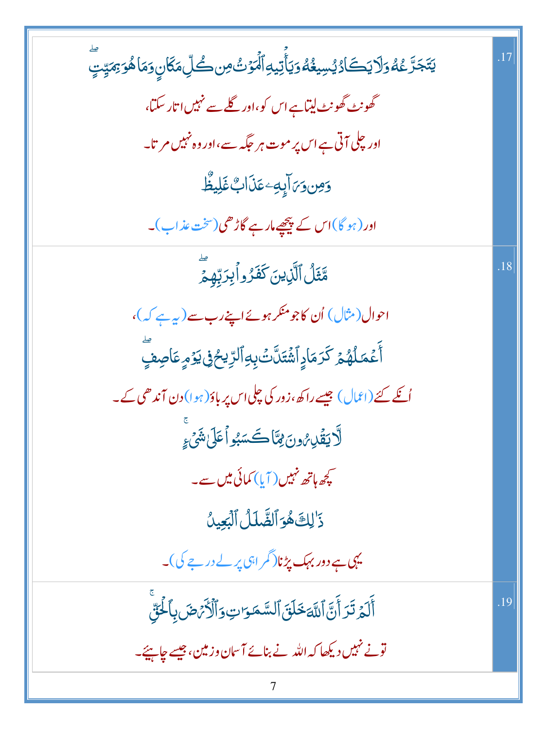| | |
|---|---|
| .17 | يَتَجَرَّعُهُ وَلَا يَكَادُ يُسِيغُهُ وَيَأْتِيهِ الْمَوْتُ مِن كُلِّ مَكَانٍ وَمَا هُوَ بِمَيِّتٍ ۖ<br>گھونٹ گھونٹ لیتا ہے اس کو، اور گلے سے نہیں اتار سکتا،<br>اور چلی آتی ہے اس پر موت ہر جگہ سے، اور وہ نہیں مرتا۔<br>وَمِن وَرَائِهِ عَذَابٌ غَلِيظٌ<br>اور (ہو گا) اس کے پیچھے مار ہے گاڑھی (سخت عذاب)۔ |
| .18 | مَّثَلُ الَّذِينَ كَفَرُوا بِرَبِّهِمْ ۖ<br>احوال (مثال) اُن کا جو منکر ہوئے اپنے رب سے (یہ ہے کہ)،<br>أَعْمَالُهُمْ كَرَمَادٍ اشْتَدَّتْ بِهِ الرِّيحُ فِي يَوْمٍ عَاصِفٍ ۖ<br>اُنکے کئے (اعمال) جیسے راکھ، زور کی چلی اس پر باؤ (ہوا) دن آندھی کے۔<br>لَّا يَقْدِرُونَ مِمَّا كَسَبُوا عَلَىٰ شَيْءٍ ۚ<br>کچھ ہاتھ نہیں (آیا) کمائی میں سے۔<br>ذَٰلِكَ هُوَ الضَّلَالُ الْبَعِيدُ<br>یہی ہے دور بہک پڑنا (گمراہی پرلے درجے کی)۔ |
| .19 | أَلَمْ تَرَ أَنَّ اللَّهَ خَلَقَ السَّمَاوَاتِ وَالْأَرْضَ بِالْحَقِّ ۚ<br>تونے نہیں دیکھا کہ اللہ نے بنائے آسمان و زمین، جیسے چاہیئے۔ |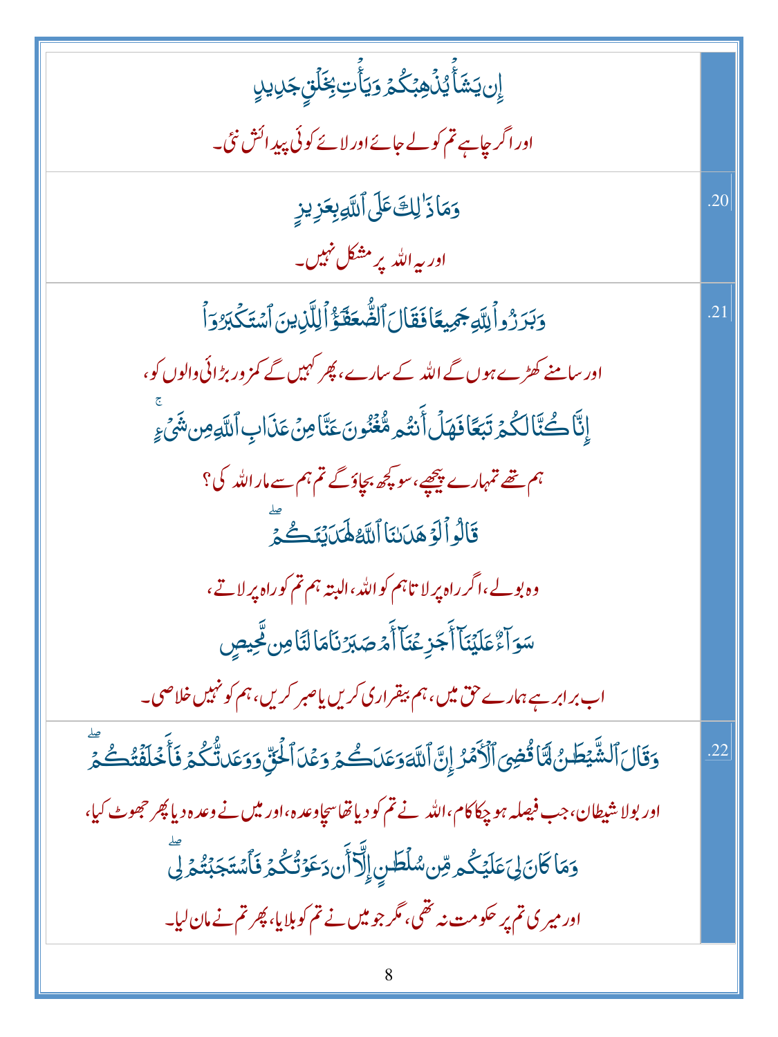| | |
|---|---|
| إِن يَشَأْ يُذْهِبْكُمْ وَيَأْتِ بِخَلْقٍ جَدِيدٍ<br>اور اگر چاہے تم کو لے جائے اور لائے کوئی پیدائش نئی۔ | |
| وَمَا ذَٰلِكَ عَلَى ٱللَّهِ بِعَزِيزٍ<br>اور یہ اللہ پر مشکل نہیں۔ | .20 |
| وَبَرَزُوا۟ لِلَّهِ جَمِيعًا فَقَالَ ٱلضُّعَفَٰٓؤُا۟ لِلَّذِينَ ٱسْتَكْبَرُوٓا۟<br>اور سامنے کھڑے ہوں گے اللہ کے سارے، پھر کہیں گے کمزور بڑائی والوں کو،<br>إِنَّا كُنَّا لَكُمْ تَبَعًا فَهَلْ أَنتُم مُّغْنُونَ عَنَّا مِنْ عَذَابِ ٱللَّهِ مِن شَىْءٍ<br>ہم تھے تمہارے پیچھے، سو کچھ بچاؤ گے تم ہم سے مار اللہ کی؟<br>قَالُوا۟ لَوْ هَدَىٰنَا ٱللَّهُ لَهَدَيْنَٰكُمْ<br>وہ بولے، اگر راہ پر لاتا ہم کو اللہ، البتہ ہم تم کو راہ پر لاتے،<br>سَوَآءٌ عَلَيْنَآ أَجَزِعْنَآ أَمْ صَبَرْنَا مَا لَنَا مِن مَّحِيصٍ<br>اب برابر ہے ہمارے حق میں، ہم بیقراری کریں یا صبر کریں، ہم کو نہیں خلاصی۔ | .21 |
| وَقَالَ ٱلشَّيْطَٰنُ لَمَّا قُضِىَ ٱلْأَمْرُ إِنَّ ٱللَّهَ وَعَدَكُمْ وَعْدَ ٱلْحَقِّ وَوَعَدتُّكُمْ فَأَخْلَفْتُكُمْ<br>اور بولا شیطان، جب فیصلہ ہو چکا کام، اللہ نے تم کو دیا تھا سچا وعدہ، اور میں نے وعدہ دیا پھر جھوٹ کیا،<br>وَمَا كَانَ لِىَ عَلَيْكُم مِّن سُلْطَٰنٍ إِلَّآ أَن دَعَوْتُكُمْ فَٱسْتَجَبْتُمْ لِى<br>اور میری تم پر حکومت نہ تھی، مگر جو میں نے تم کو بلایا، پھر تم نے مان لیا۔ | .22 |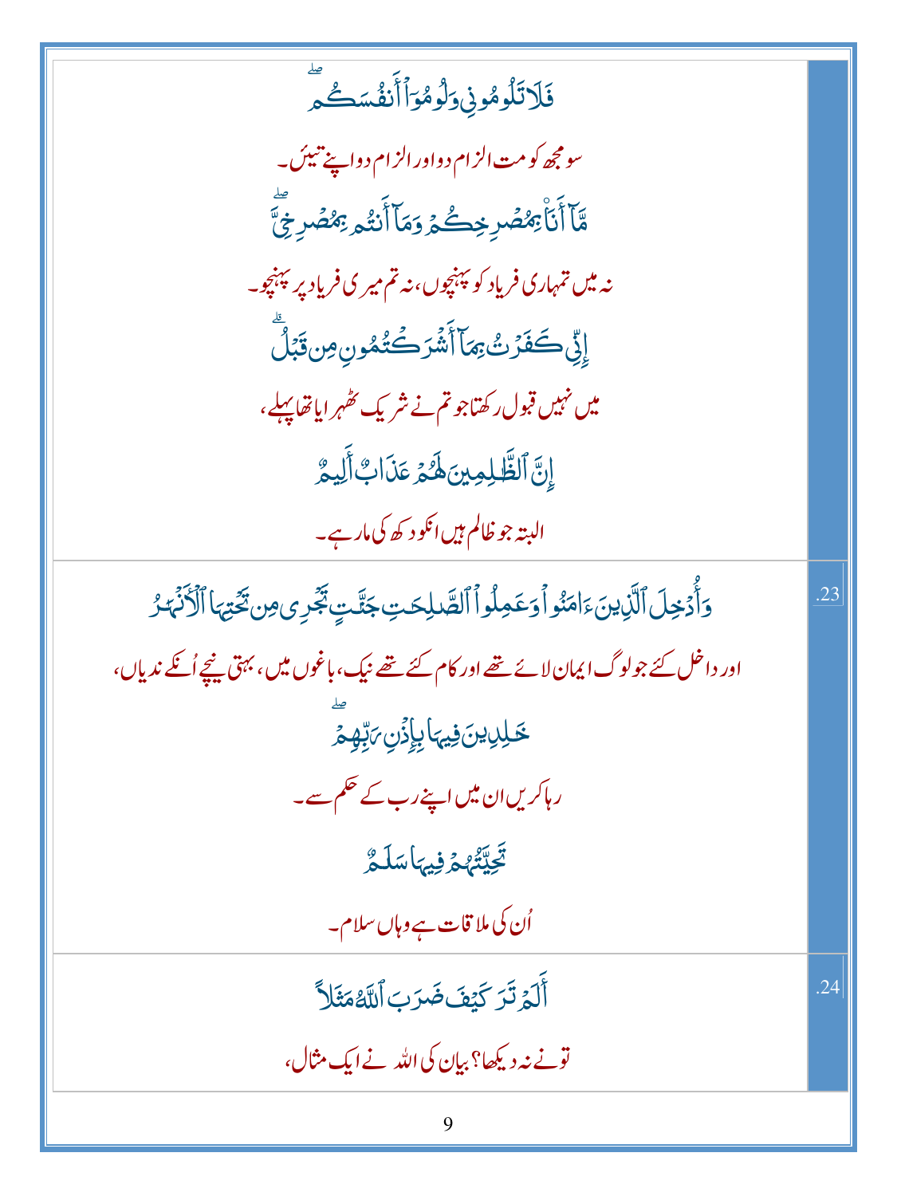| | |
|---|---|
| فَلَا تَلُومُونِي وَلُومُوٓاْ أَنفُسَكُم ۖ<br>سو مجھ کو مت الزام دو اور الزام دو اپنے تیئں۔<br>مَّآ أَنَا۠ بِمُصْرِخِكُمْ وَمَآ أَنتُم بِمُصْرِخِيَّ ۖ<br>نہ میں تمہاری فریاد کو پہنچوں، نہ تم میری فریاد پر پہنچو۔<br>إِنِّي كَفَرْتُ بِمَآ أَشْرَكْتُمُونِ مِن قَبْلُ ۗ<br>میں نہیں قبول رکھتا جو تم نے شریک ٹھہرایا تھا پہلے،<br>إِنَّ ٱلظَّٰلِمِينَ لَهُمْ عَذَابٌ أَلِيمٌ<br>البتہ جو ظالم ہیں انکو دکھ کی مار ہے۔ | |
| وَأُدْخِلَ ٱلَّذِينَ ءَامَنُواْ وَعَمِلُواْ ٱلصَّٰلِحَٰتِ جَنَّٰتٍ تَجْرِي مِن تَحْتِهَا ٱلْأَنْهَٰرُ<br>اور داخل کئے جو لوگ ایمان لائے تھے اور کام کئے تھے نیک، باغوں میں، بہتی نیچے اُنکے ندیاں،<br>خَٰلِدِينَ فِيهَا بِإِذْنِ رَبِّهِمْ ۖ<br>رہا کریں ان میں اپنے رب کے حکم سے۔<br>تَحِيَّتُهُمْ فِيهَا سَلَٰمٌ<br>اُن کی ملاقات ہے وہاں سلام۔ | .23 |
| أَلَمْ تَرَ كَيْفَ ضَرَبَ ٱللَّهُ مَثَلًا<br>تو نے نہ دیکھا؟ بیان کی اللہ نے ایک مثال، | .24 |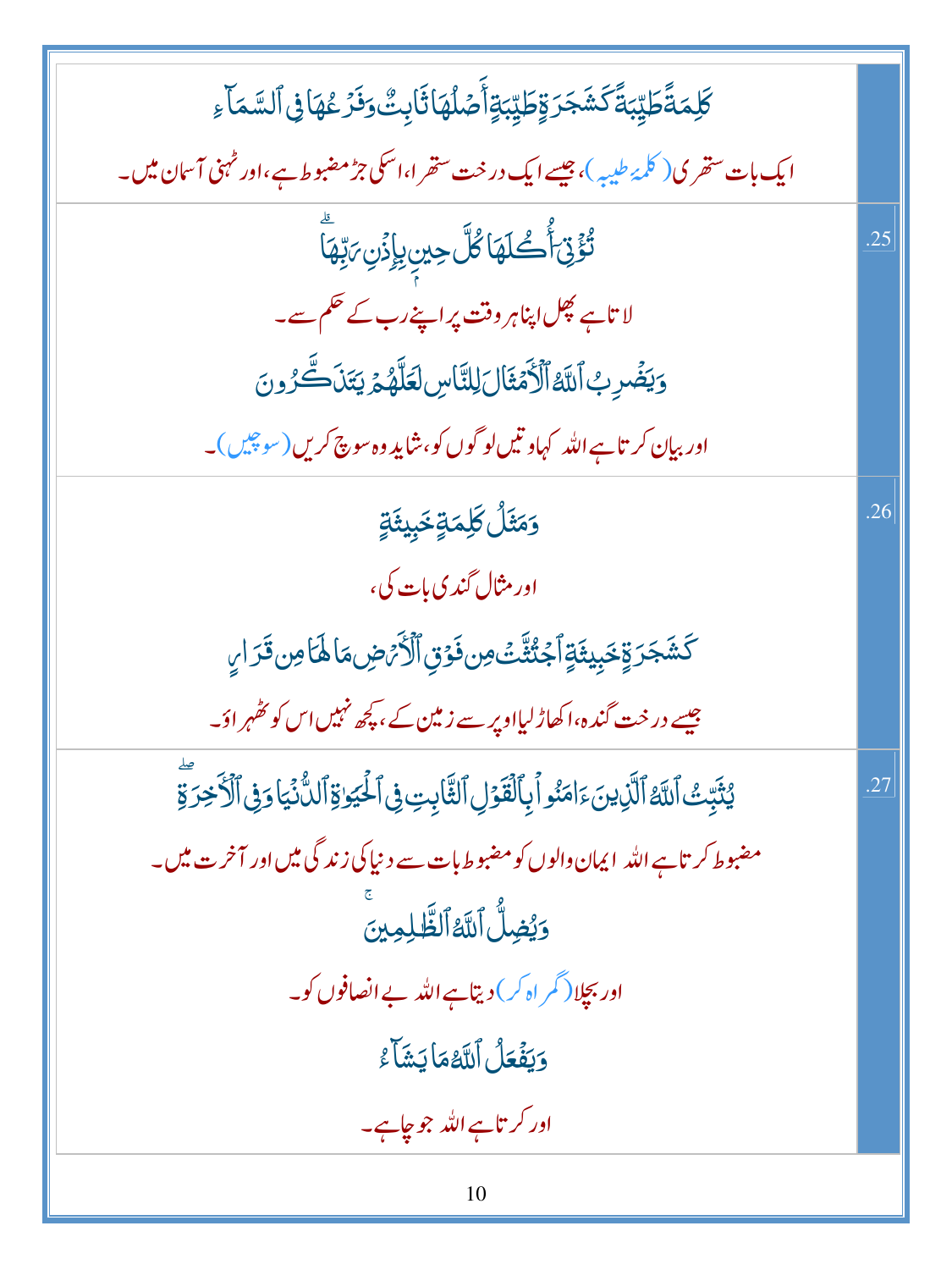| | |
|---|---|
| | كَلِمَةً طَيِّبَةً كَشَجَرَةٍ طَيِّبَةٍ أَصْلُهَا ثَابِتٌ وَفَرْعُهَا فِي السَّمَآءِ<br>ایک بات ستھری (کلمۂ طیبہ)، جیسے ایک درخت ستھرا، اسکی جڑ مضبوط ہے، اور ٹہنی آسمان میں۔ |
| .25 | تُؤْتِىٓ أُكُلَهَا كُلَّ حِينٍۭ بِإِذْنِ رَبِّهَا<br>لاتا ہے پھل اپنا ہر وقت پر اپنے رب کے حکم سے۔<br>وَيَضْرِبُ ٱللَّهُ ٱلْأَمْثَالَ لِلنَّاسِ لَعَلَّهُمْ يَتَذَكَّرُونَ<br>اور بیان کرتا ہے اللہ کہاوتیں لوگوں کو، شاید وہ سوچ کریں (سوچیں)۔ |
| .26 | وَمَثَلُ كَلِمَةٍ خَبِيثَةٍ<br>اور مثال گندی بات کی،<br>كَشَجَرَةٍ خَبِيثَةٍ ٱجْتُثَّتْ مِن فَوْقِ ٱلْأَرْضِ مَا لَهَا مِن قَرَارٍ<br>جیسے درخت گندہ، اکھاڑ لیا اوپر سے زمین کے، کچھ نہیں اس کو ٹھہراؤ۔ |
| .27 | يُثَبِّتُ ٱللَّهُ ٱلَّذِينَ ءَامَنُوا۟ بِٱلْقَوْلِ ٱلثَّابِتِ فِى ٱلْحَيَوٰةِ ٱلدُّنْيَا وَفِى ٱلْءَاخِرَةِ<br>مضبوط کرتا ہے اللہ ایمان والوں کو مضبوط بات سے دنیا کی زندگی میں اور آخرت میں۔<br>وَيُضِلُّ ٱللَّهُ ٱلظَّٰلِمِينَ<br>اور بچلا (گمراہ کر) دیتا ہے اللہ بے انصافوں کو۔<br>وَيَفْعَلُ ٱللَّهُ مَا يَشَآءُ<br>اور کرتا ہے اللہ جو چاہے۔ |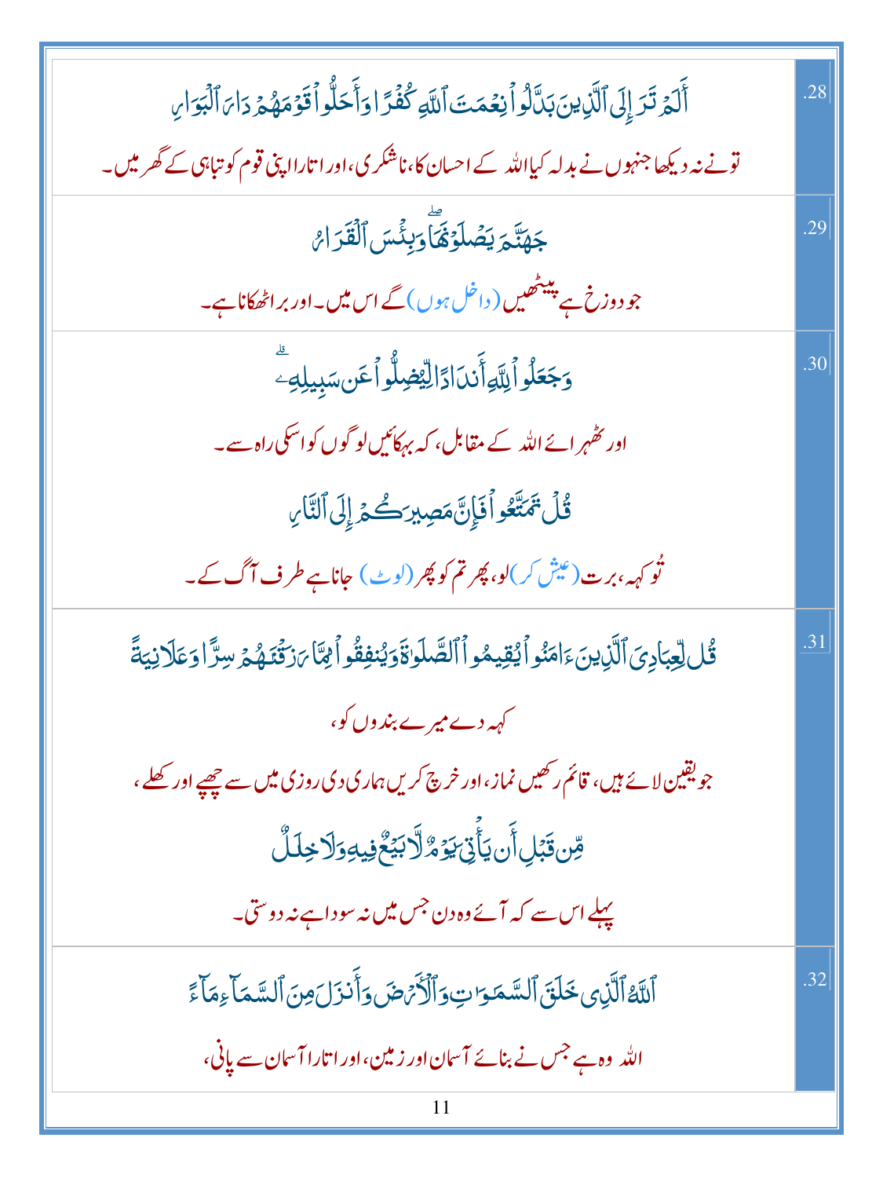| | |
|---|---|
| أَلَمْ تَرَ إِلَى ٱلَّذِينَ بَدَّلُوا۟ نِعْمَتَ ٱللَّهِ كُفْرًا وَأَحَلُّوا۟ قَوْمَهُمْ دَارَ ٱلْبَوَارِ<br>تونے نہ دیکھا جنھوں نے بدلہ کیا اللہ کے احسان کا، ناشکری، اور اتارا اپنی قوم کو تباہی کے گھر میں۔ | .28 |
| جَهَنَّمَ يَصْلَوْنَهَا ۖ وَبِئْسَ ٱلْقَرَارُ<br>جو دوزخ ہے پیٹھیں (داخل ہوں) گے اس میں۔ اور برا ٹھکانا ہے۔ | .29 |
| وَجَعَلُوا۟ لِلَّهِ أَندَادًا لِّيُضِلُّوا۟ عَن سَبِيلِهِۦ ۗ<br>اور ٹھہرائے اللہ کے مقابل، کہ بہکائیں لوگوں کو اسکی راہ سے۔<br>قُلْ تَمَتَّعُوا۟ فَإِنَّ مَصِيرَكُمْ إِلَى ٱلنَّارِ<br>تُو کہہ، برت (عیش کر) لو، پھر تم کو پھر (لوٹ) جانا ہے طرف آگ کے۔ | .30 |
| قُل لِّعِبَادِىَ ٱلَّذِينَ ءَامَنُوا۟ يُقِيمُوا۟ ٱلصَّلَوٰةَ وَيُنفِقُوا۟ مِمَّا رَزَقْنَٰهُمْ سِرًّا وَعَلَانِيَةً<br>کہہ دے میرے بندوں کو،<br>جو یقین لائے ہیں، قائم رکھیں نماز، اور خرچ کریں ہماری دی روزی میں سے چھپے اور کھلے،<br>مِّن قَبْلِ أَن يَأْتِىَ يَوْمٌ لَّا بَيْعٌ فِيهِ وَلَا خِلَٰلٌ<br>پہلے اس سے کہ آئے وہ دن جس میں نہ سودا ہے نہ دوستی۔ | .31 |
| ٱللَّهُ ٱلَّذِى خَلَقَ ٱلسَّمَٰوَٰتِ وَٱلْأَرْضَ وَأَنزَلَ مِنَ ٱلسَّمَآءِ مَآءً<br>اللہ وہ ہے جس نے بنائے آسمان اور زمین، اور اتارا آسمان سے پانی، | .32 |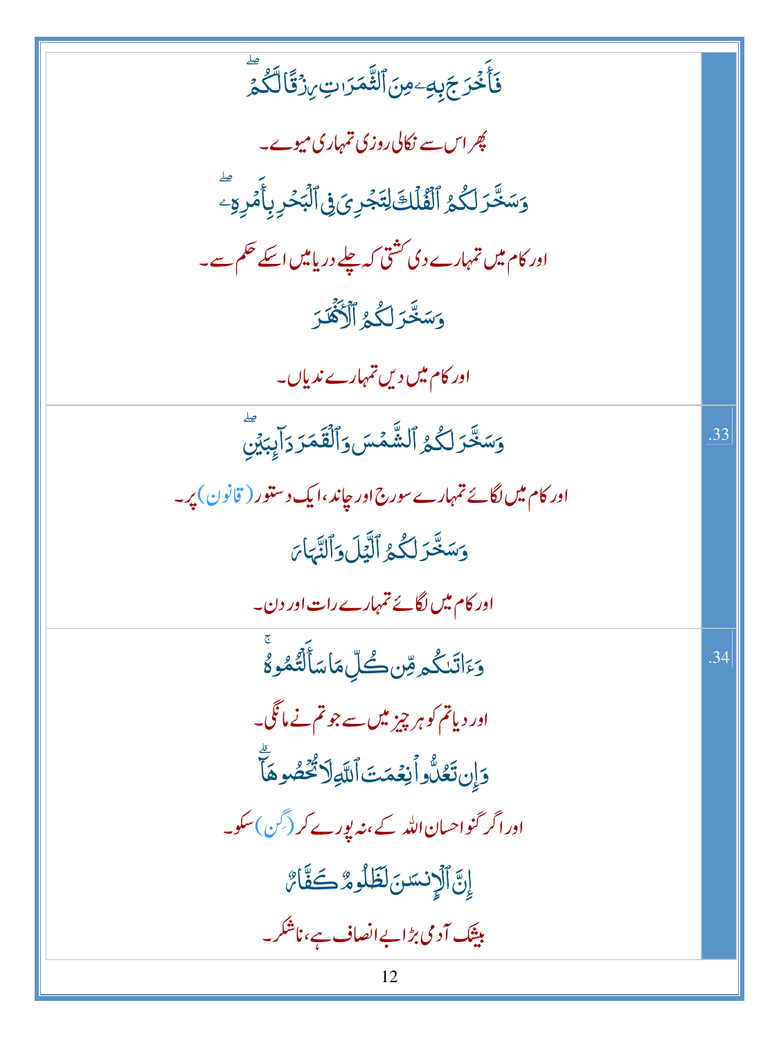| | |
|---|---|
| فَأَخۡرَجَ بِهِۦ مِنَ ٱلثَّمَرَٰتِ رِزۡقٗا لَّكُمۡۖ<br><br>پھر اس سے نکالی روزی تمہاری میوے۔<br><br>وَسَخَّرَ لَكُمُ ٱلۡفُلۡكَ لِتَجۡرِيَ فِي ٱلۡبَحۡرِ بِأَمۡرِهِۦۖ<br><br>اور کام میں تمہارے دی کشتی کہ چلے دریا میں اسکے حکم سے۔<br><br>وَسَخَّرَ لَكُمُ ٱلۡأَنۡهَٰرَ<br><br>اور کام میں دیں تمہارے ندیاں۔ | |
| وَسَخَّرَ لَكُمُ ٱلشَّمۡسَ وَٱلۡقَمَرَ دَآئِبَيۡنِۖ<br><br>اور کام میں لگائے تمہارے سورج اور چاند، ایک دستور (قانون) پر۔<br><br>وَسَخَّرَ لَكُمُ ٱلَّيۡلَ وَٱلنَّهَارَ<br><br>اور کام میں لگائے تمہارے رات اور دن۔ | .33 |
| وَءَاتَىٰكُم مِّن كُلِّ مَا سَأَلۡتُمُوهُۚ<br><br>اور دیا تم کو ہر چیز میں سے جو تم نے مانگی۔<br><br>وَإِن تَعُدُّواْ نِعۡمَتَ ٱللَّهِ لَا تُحۡصُوهَآۗ<br><br>اور اگر گنو احسان اللہ کے، نہ پورے کر (گِن) سکو۔<br><br>إِنَّ ٱلۡإِنسَٰنَ لَظَلُومٞ كَفَّارٞ<br><br>بیشک آدمی بڑا بے انصاف ہے، ناشکر۔ | .34 |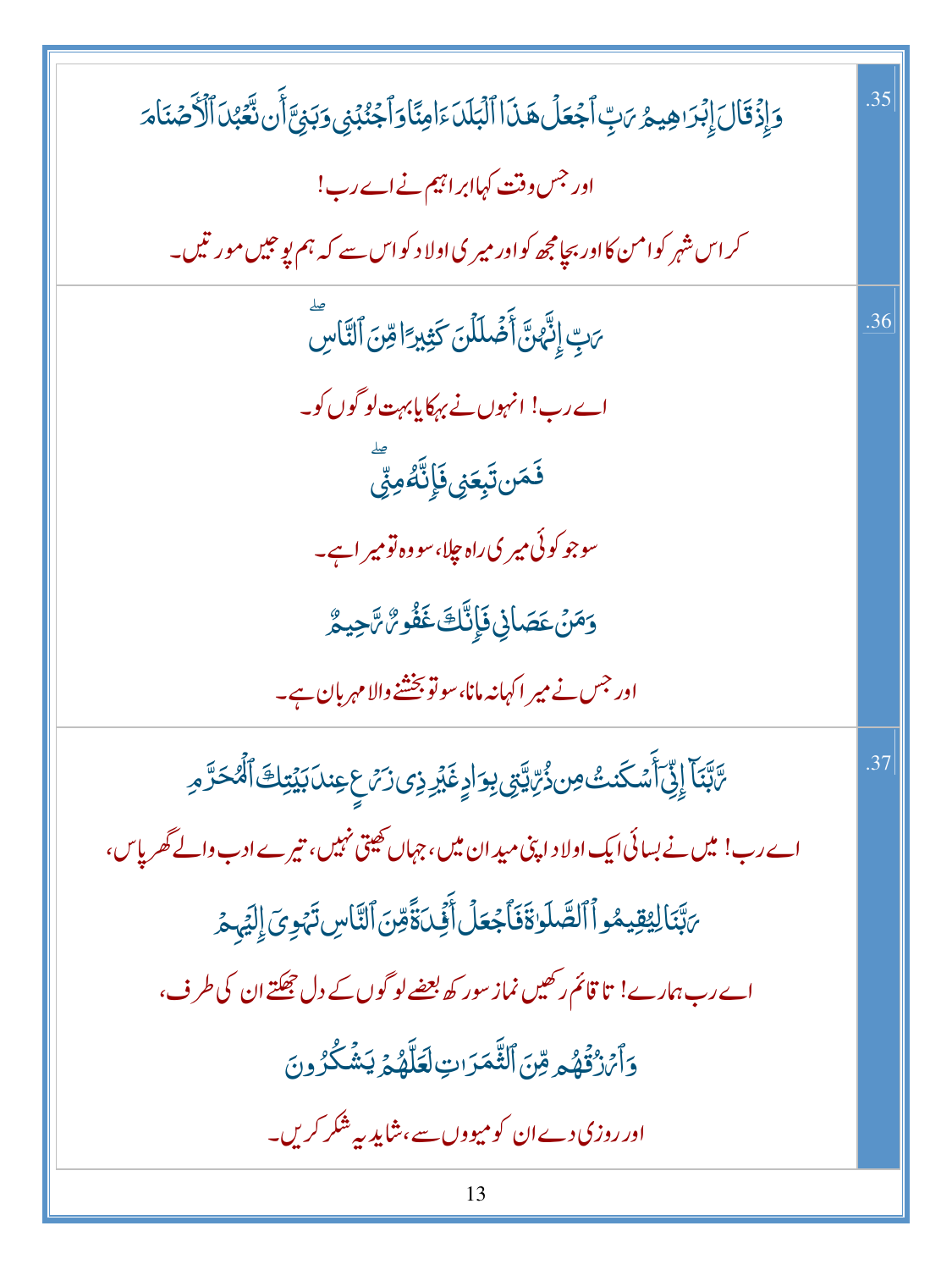| | .35 |
|---|---|
| وَإِذْ قَالَ إِبْرَاهِيمُ رَبِّ ٱجْعَلْ هَٰذَا ٱلْبَلَدَ ءَامِنًا وَٱجْنُبْنِى وَبَنِىَّ أَن نَّعْبُدَ ٱلْأَصْنَامَ<br>اور جس وقت کہا ابراہیم نے اے رب!<br>کر اس شہر کو امن کا اور بچا مجھ کو اور میری اولاد کو اس سے کہ ہم پوجیں مورتیں۔ | .35 |
| رَبِّ إِنَّهُنَّ أَضْلَلْنَ كَثِيرًا مِّنَ ٱلنَّاسِ ۖ<br>اے رب! انہوں نے بہکایا بہت لوگوں کو۔<br>فَمَن تَبِعَنِى فَإِنَّهُۥ مِنِّى ۖ<br>سو جو کوئی میری راہ چلا، سو وہ تو میرا ہے۔<br>وَمَنْ عَصَانِى فَإِنَّكَ غَفُورٌ رَّحِيمٌ<br>اور جس نے میرا کہا نہ مانا، سو تو بخشنے والا مہربان ہے۔ | .36 |
| رَّبَّنَآ إِنِّىٓ أَسْكَنتُ مِن ذُرِّيَّتِى بِوَادٍ غَيْرِ ذِى زَرْعٍ عِندَ بَيْتِكَ ٱلْمُحَرَّمِ<br>اے رب! میں نے بسائی ایک اولاد اپنی میدان میں، جہاں کھیتی نہیں، تیرے ادب والے گھر پاس،<br>رَبَّنَا لِيُقِيمُوا۟ ٱلصَّلَوٰةَ فَٱجْعَلْ أَفْـِٔدَةً مِّنَ ٱلنَّاسِ تَهْوِىٓ إِلَيْهِمْ<br>اے رب ہمارے! تا قائم رکھیں نماز سو رکھ بعضے لوگوں کے دل جھکتے ان کی طرف،<br>وَٱرْزُقْهُم مِّنَ ٱلثَّمَرَٰتِ لَعَلَّهُمْ يَشْكُرُونَ<br>اور روزی دے ان کو میووں سے، شاید یہ شکر کریں۔ | .37 |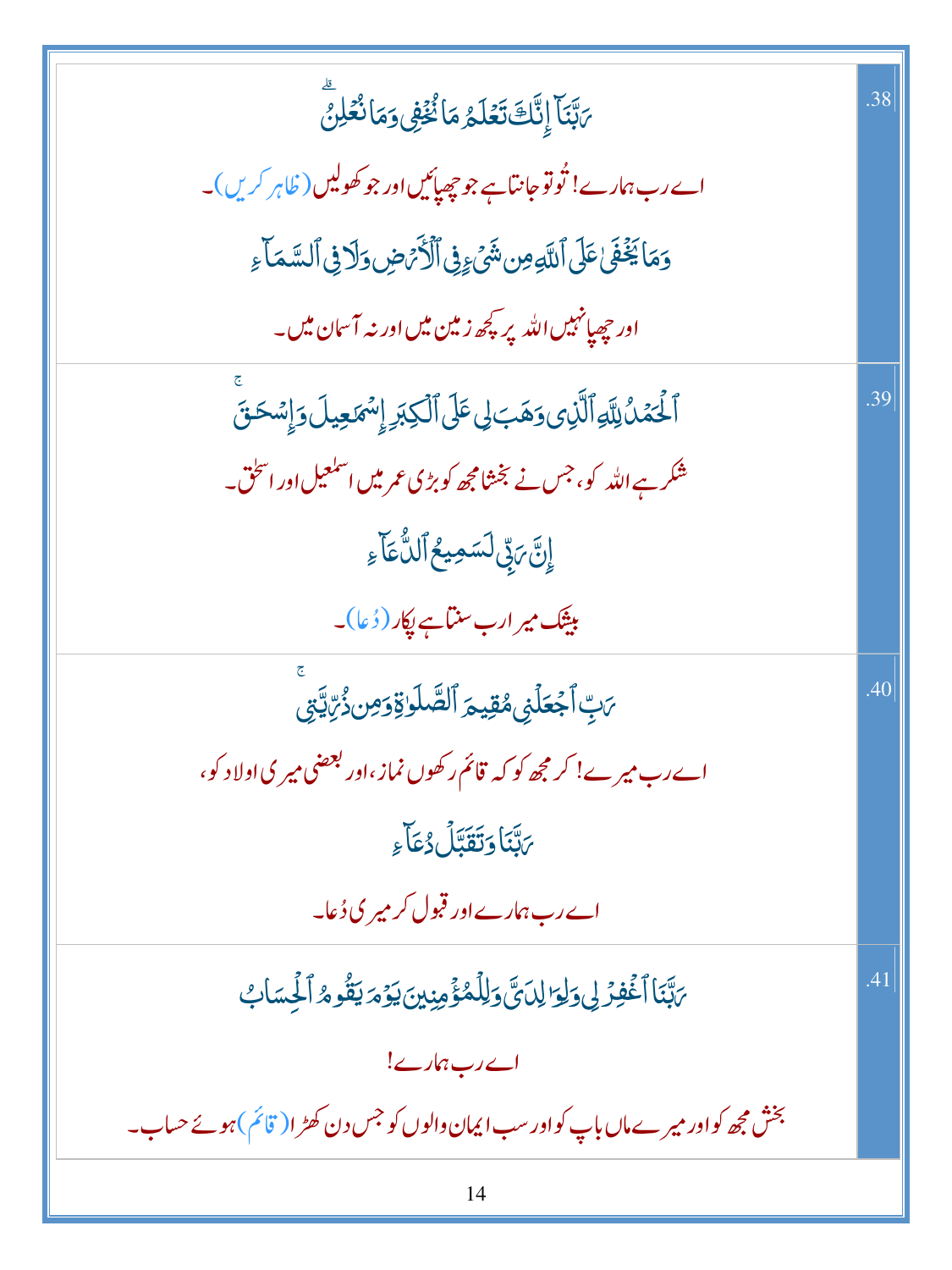| | |
|---|---|
| رَبَّنَآ إِنَّكَ تَعۡلَمُ مَا نُخۡفِى وَمَا نُعۡلِنُ‌ۗ<br>اے رب ہمارے! تُو تو جانتا ہے جو چھپائیں اور جو کھولیں (ظاہر کریں)۔<br>وَمَا يَخۡفَىٰ عَلَى ٱللَّهِ مِن شَىۡءٍ۬ فِى ٱلۡأَرۡضِ وَلَا فِى ٱلسَّمَآءِ<br>اور چھپا نہیں اللہ پر کچھ زمین میں اور نہ آسمان میں۔ | .38 |
| ٱلۡحَمۡدُ لِلَّهِ ٱلَّذِى وَهَبَ لِى عَلَى ٱلۡكِبَرِ إِسۡمَـٰعِيلَ وَإِسۡحَـٰقَ‌ۚ<br>شکر ہے اللہ کو، جس نے بخشا مجھ کو بڑی عمر میں اسمٰعیل اور اسحٰق۔<br>إِنَّ رَبِّى لَسَمِيعُ ٱلدُّعَآءِ<br>بیشک میرا رب سنتا ہے پکار (دُعا)۔ | .39 |
| رَبِّ ٱجۡعَلۡنِى مُقِيمَ ٱلصَّلَوٰةِ وَمِن ذُرِّيَّتِى‌ۚ<br>اے رب میرے! کر مجھ کو کہ قائم رکھوں نماز، اور بعضی میری اولاد کو،<br>رَبَّنَا وَتَقَبَّلۡ دُعَآءِ<br>اے رب ہمارے اور قبول کر میری دُعا۔ | .40 |
| رَبَّنَا ٱغۡفِرۡ لِى وَلِوَٲلِدَىَّ وَلِلۡمُؤۡمِنِينَ يَوۡمَ يَقُومُ ٱلۡحِسَابُ<br>اے رب ہمارے!<br>بخش مجھ کو اور میرے ماں باپ کو اور سب ایمان والوں کو جس دن کھڑا (قائم) ہوئے حساب۔ | .41 |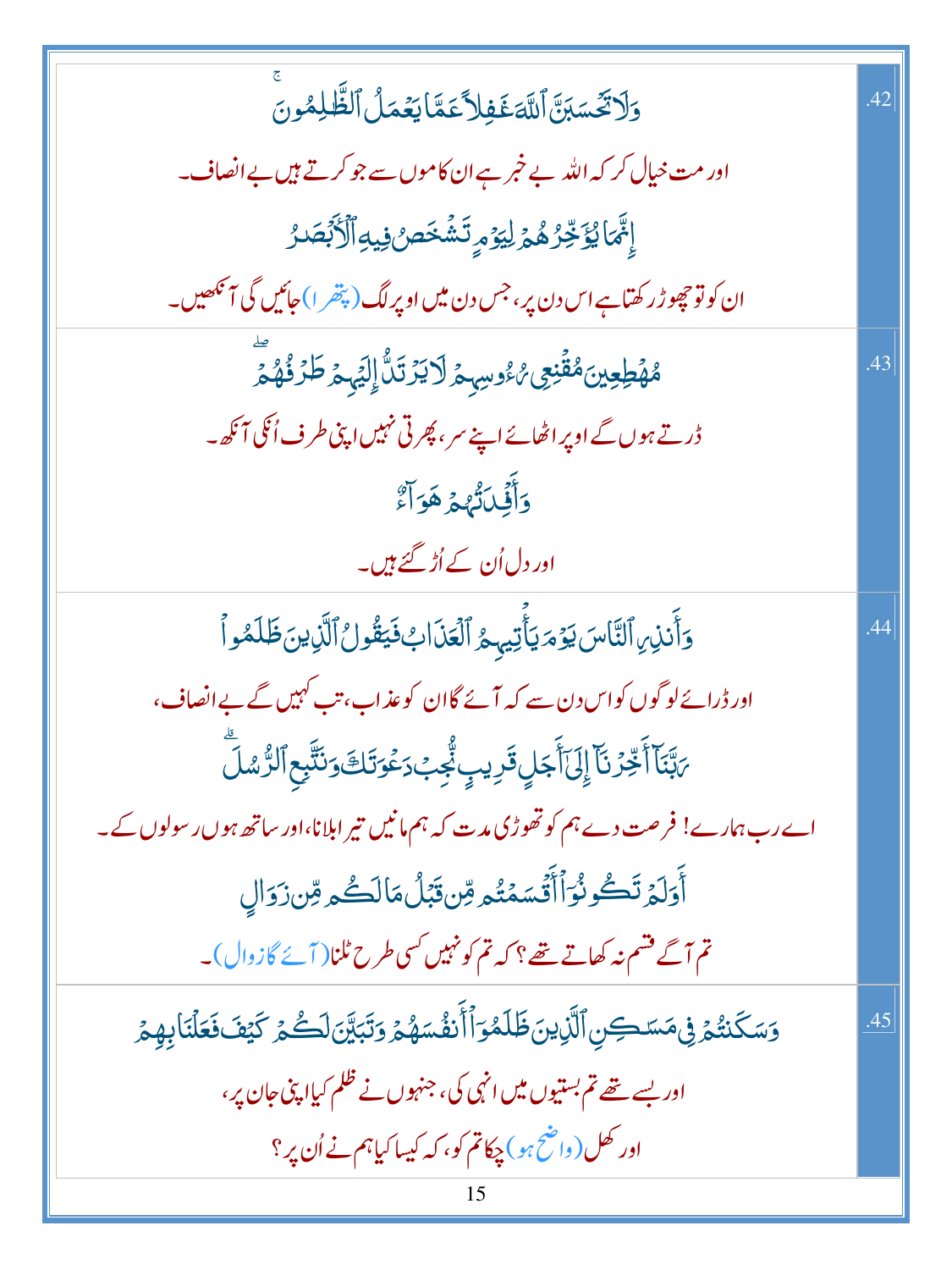| | |
|---|---|
| وَلَا تَحْسَبَنَّ ٱللَّهَ غَٰفِلًا عَمَّا يَعْمَلُ ٱلظَّٰلِمُونَ ۚ<br>اور مت خیال کر کہ اللہ بے خبر ہے ان کاموں سے جو کرتے ہیں بے انصاف۔<br>إِنَّمَا يُؤَخِّرُهُمْ لِيَوْمٍ تَشْخَصُ فِيهِ ٱلْأَبْصَٰرُ<br>ان کو تو چھوڑ رکھتا ہے اس دن پر، جس دن میں اوپر لگ (پتھرا) جائیں گی آنکھیں۔ | .42 |
| مُهْطِعِينَ مُقْنِعِى رُءُوسِهِمْ لَا يَرْتَدُّ إِلَيْهِمْ طَرْفُهُمْ ۖ<br>ڈرتے ہوں گے اوپر اٹھائے اپنے سر، پھرتی نہیں اپنی طرف اُنکی آنکھ۔<br>وَأَفْـِٔدَتُهُمْ هَوَآءٌ<br>اور دل اُن کے اُڑ گئے ہیں۔ | .43 |
| وَأَنذِرِ ٱلنَّاسَ يَوْمَ يَأْتِيهِمُ ٱلْعَذَابُ فَيَقُولُ ٱلَّذِينَ ظَلَمُوا۟<br>اور ڈرائے لوگوں کو اس دن سے کہ آئے گا ان کو عذاب، تب کہیں گے بے انصاف،<br>رَبَّنَآ أَخِّرْنَآ إِلَىٰٓ أَجَلٍ قَرِيبٍ نُّجِبْ دَعْوَتَكَ وَنَتَّبِعِ ٱلرُّسُلَ ۗ<br>اے رب ہمارے! فرصت دے ہم کو تھوڑی مدت کہ ہم مانیں تیرا بلانا، اور ساتھ ہوں رسولوں کے۔<br>أَوَلَمْ تَكُونُوٓا۟ أَقْسَمْتُم مِّن قَبْلُ مَا لَكُم مِّن زَوَالٍ<br>تم آگے قسم نہ کھاتے تھے؟ کہ تم کو نہیں کسی طرح ٹلنا (آئے گا زوال)۔ | .44 |
| وَسَكَنتُمْ فِى مَسَٰكِنِ ٱلَّذِينَ ظَلَمُوٓا۟ أَنفُسَهُمْ وَتَبَيَّنَ لَكُمْ كَيْفَ فَعَلْنَا بِهِمْ<br>اور بسے تھے تم بستیوں میں انہی کی، جنھوں نے ظلم کیا اپنی جان پر،<br>اور کھل (واضح ہو) چکا تم کو، کہ کیسا کیا ہم نے اُن پر؟ | .45 |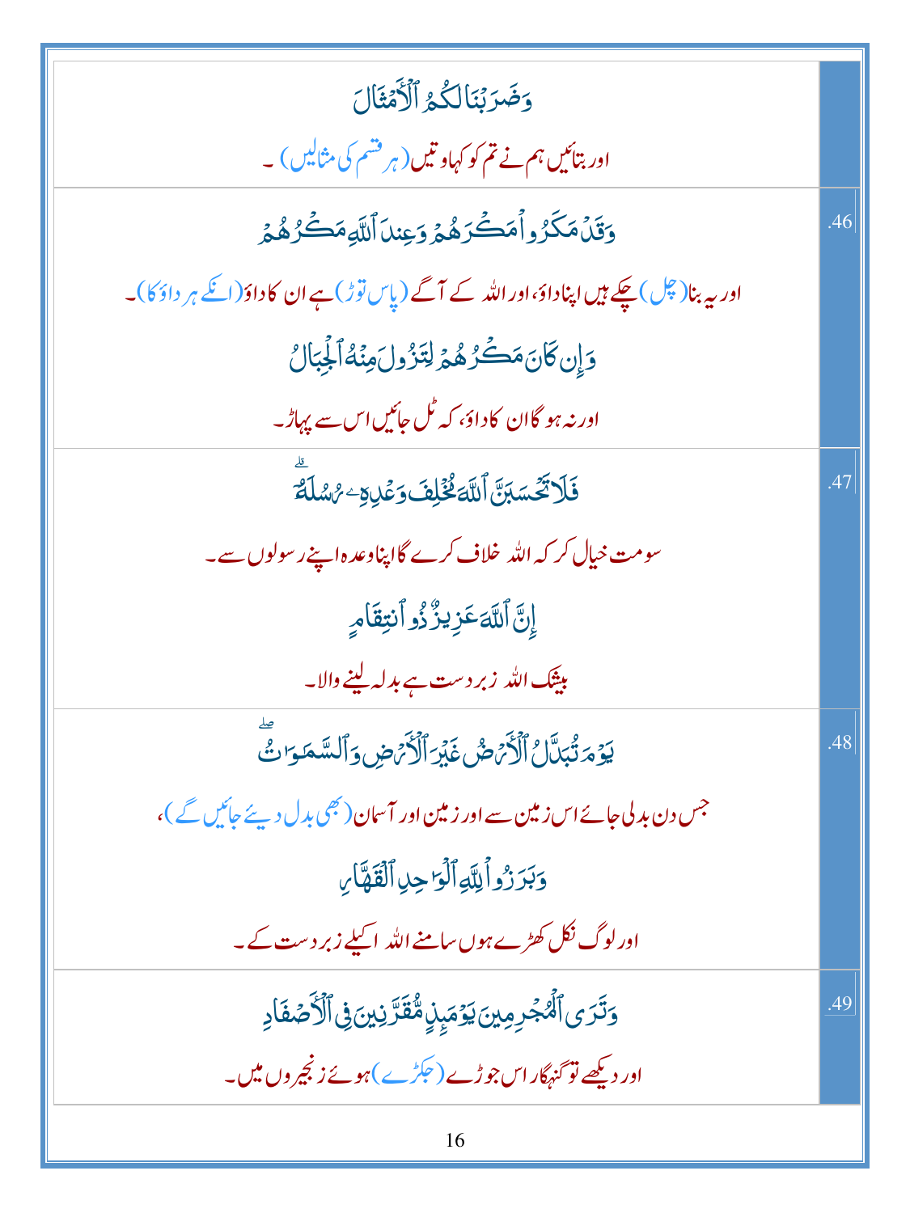| | |
|---|---|
| وَضَرَبْنَا لَكُمُ ٱلْأَمْثَالَ<br>اور بتائیں ہم نے تم کو کہاوتیں (ہر قسم کی مثالیں) ۔ | |
| وَقَدْ مَكَرُوا۟ مَكْرَهُمْ وَعِندَ ٱللَّهِ مَكْرُهُمْ<br>اور یہ بنا (چل) چکے ہیں اپنا داؤ، اور اللہ کے آگے (پاس توڑ) ہے ان کا داؤ (انکے ہر داؤ کا)۔<br>وَإِن كَانَ مَكْرُهُمْ لِتَزُولَ مِنْهُ ٱلْجِبَالُ<br>اور نہ ہو گا ان کا داؤ، کہ ٹل جائیں اس سے پہاڑ۔ | .46 |
| فَلَا تَحْسَبَنَّ ٱللَّهَ مُخْلِفَ وَعْدِهِۦ رُسُلَهُۥٓ<br>سو مت خیال کر کہ اللہ خلاف کرے گا اپنا وعدہ اپنے رسولوں سے۔<br>إِنَّ ٱللَّهَ عَزِيزٌ ذُو ٱنتِقَامٍ<br>بیشک اللہ زبردست ہے بدلہ لینے والا۔ | .47 |
| يَوْمَ تُبَدَّلُ ٱلْأَرْضُ غَيْرَ ٱلْأَرْضِ وَٱلسَّمَٰوَٰتُ<br>جس دن بدلی جائے اس زمین سے اور زمین اور آسمان (بھی بدل دیئے جائیں گے)،<br>وَبَرَزُوا۟ لِلَّهِ ٱلْوَٰحِدِ ٱلْقَهَّارِ<br>اور لوگ نکل کھڑے ہوں سامنے اللہ اکیلے زبردست کے۔ | .48 |
| وَتَرَى ٱلْمُجْرِمِينَ يَوْمَئِذٍ مُّقَرَّنِينَ فِى ٱلْأَصْفَادِ<br>اور دیکھے تو گنہگار اس جوڑے (جکڑے) ہوئے زنجیروں میں۔ | .49 |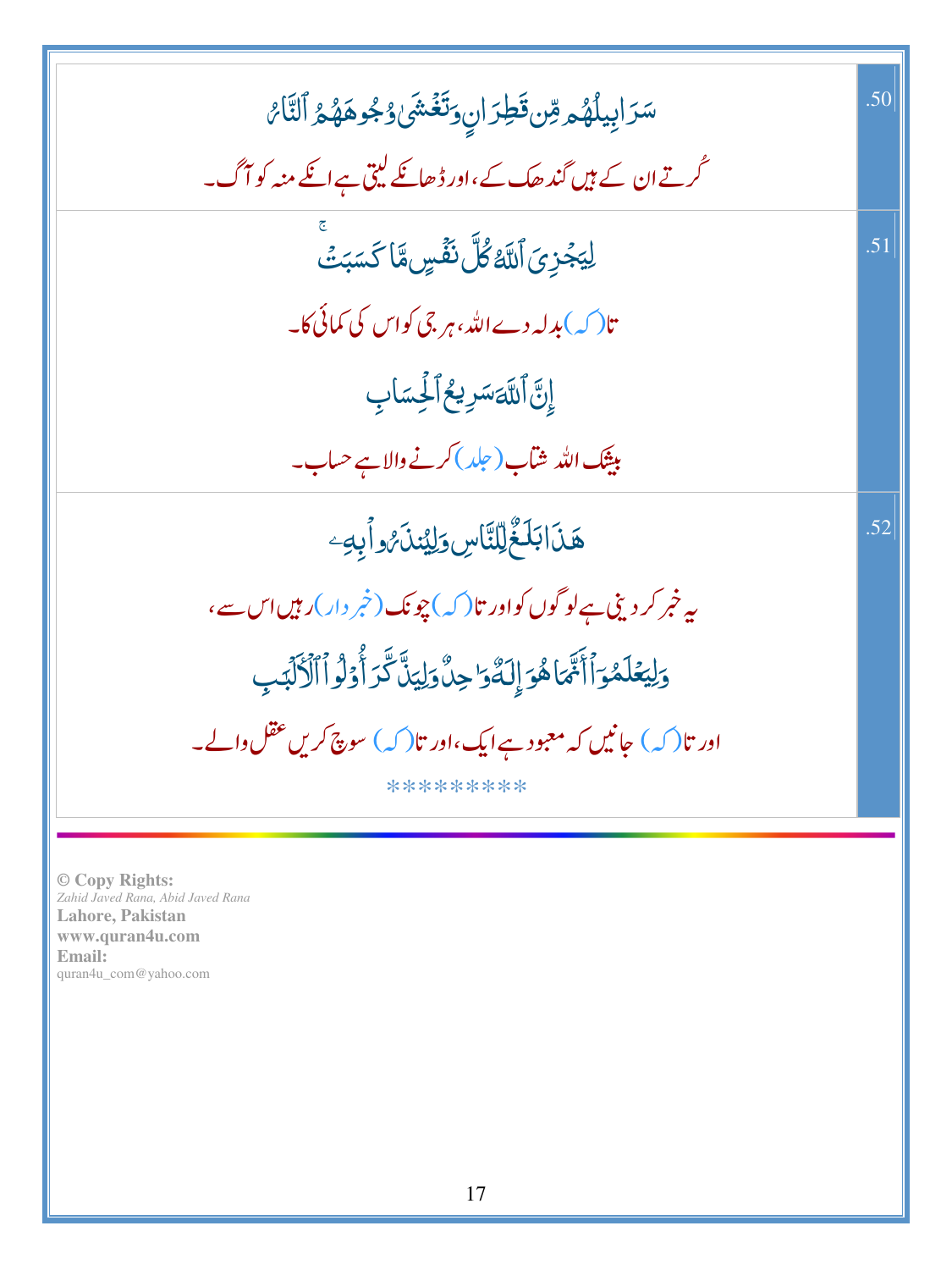| | |
|---|---|
| سَرَابِيلُهُم مِّن قَطِرَانٍ وَتَغْشَىٰ وُجُوهَهُمُ ٱلنَّارُ<br>کُرتے ان کے ہیں گندھک کے، اور ڈھانکے لیتی ہے انکے منہ کو آگ۔ | .50 |
| لِيَجْزِىَ ٱللَّهُ كُلَّ نَفْسٍ مَّا كَسَبَتْ ۚ<br>تا (کہ) بدلہ دے اللہ، ہر جی کو اس کی کمائی کا۔<br>إِنَّ ٱللَّهَ سَرِيعُ ٱلْحِسَابِ<br>بیشک اللہ شتاب (جلد) کرنے والا ہے حساب۔ | .51 |
| هَٰذَا بَلَٰغٌ لِّلنَّاسِ وَلِيُنذَرُوا۟ بِهِۦ<br>یہ خبر کر دینی ہے لوگوں کو اور تا (کہ) چونک (خبر دار) رہیں اس سے،<br>وَلِيَعْلَمُوٓا۟ أَنَّمَا هُوَ إِلَٰهٌ وَٰحِدٌ وَلِيَذَّكَّرَ أُو۟لُوا۟ ٱلْأَلْبَٰبِ<br>اور تا (کہ) جانیں کہ معبود ہے ایک، اور تا (کہ) سوچ کریں عقل والے۔<br>********* | .52 |

© Copy Rights:
*Zahid Javed Rana, Abid Javed Rana*
Lahore, Pakistan
www.quran4u.com
Email:
quran4u_com@yahoo.com